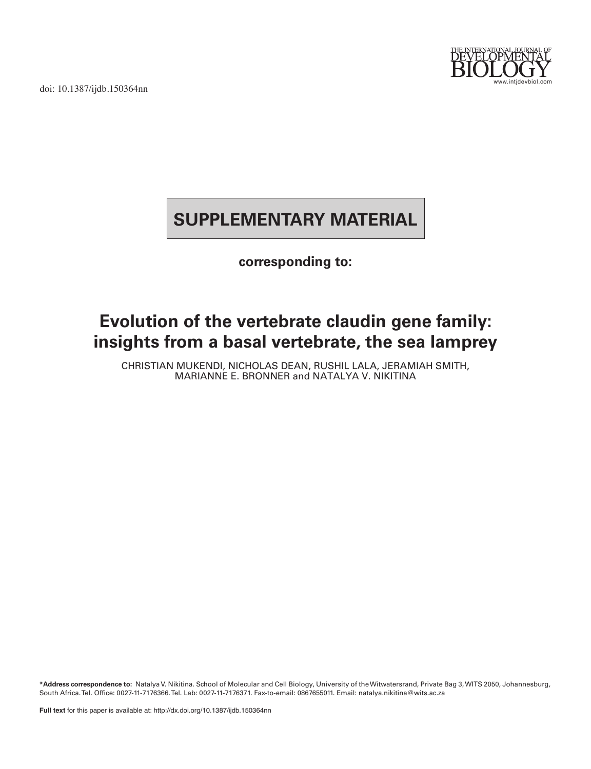doi: 10.1387/ijdb.150364nn

# SUPPLEMENTARY MATERIAL

**corresponding to:**

## Evolution of the vertebrate claudin gene family: insights from a basal vertebrate, the sea lamprey

CHRISTIAN MUKENDI, NICHOLAS DEAN, RUSHIL LALA, JERAMIAH SMITH, MARIANNE E. BRONNER and NATALYA V. NIKITINA

**\*Address correspondence to:** Natalya V. Nikitina. School of Molecular and Cell Biology, University of the Witwatersrand, Private Bag 3, WITS 2050, Johannesburg, South Africa. Tel. Office: 0027-11-7176366. Tel. Lab: 0027-11-7176371. Fax-to-email: 0867655011. Email: natalya.nikitina@wits.ac.za

**Full text** for this paper is available at: http://dx.doi.org/10.1387/ijdb.150364nn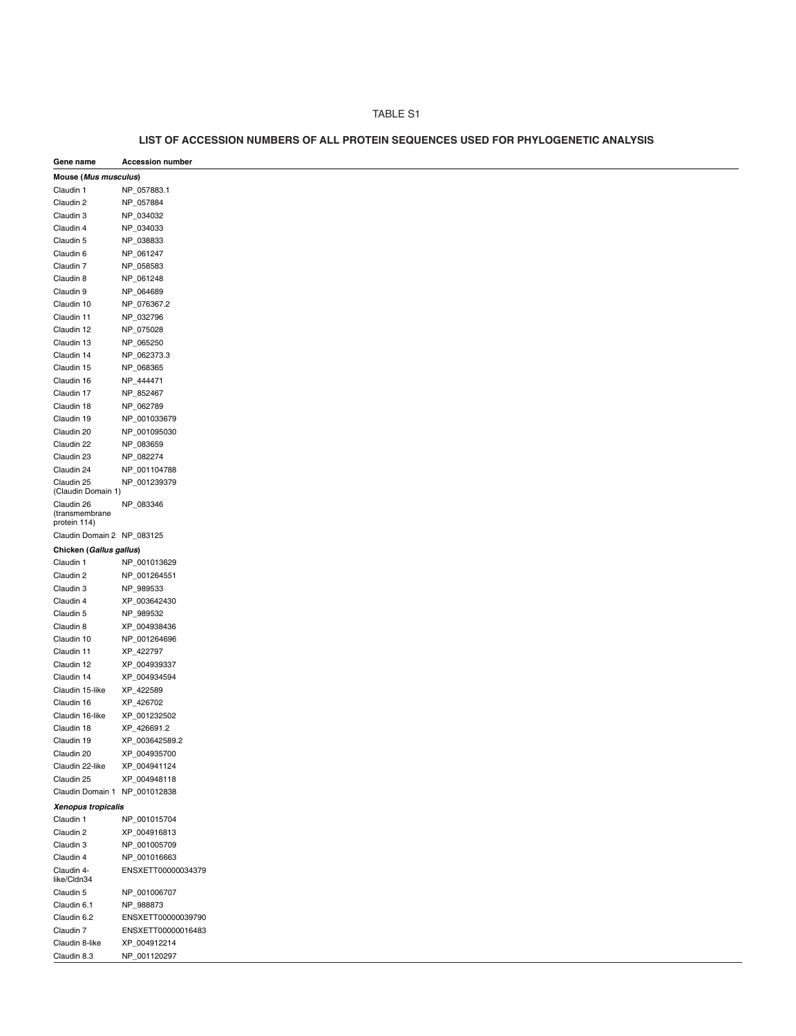TABLE S1

## LIST OF ACCESSION NUMBERS OF ALL PROTEIN SEQUENCES USED FOR PHYLOGENETIC ANALYSIS

| Gene name | Accession number |
|---|---|
| **Mouse (*Mus musculus*)** | |
| Claudin 1 | NP_057883.1 |
| Claudin 2 | NP_057884 |
| Claudin 3 | NP_034032 |
| Claudin 4 | NP_034033 |
| Claudin 5 | NP_038833 |
| Claudin 6 | NP_061247 |
| Claudin 7 | NP_058583 |
| Claudin 8 | NP_061248 |
| Claudin 9 | NP_064689 |
| Claudin 10 | NP_076367.2 |
| Claudin 11 | NP_032796 |
| Claudin 12 | NP_075028 |
| Claudin 13 | NP_065250 |
| Claudin 14 | NP_062373.3 |
| Claudin 15 | NP_068365 |
| Claudin 16 | NP_444471 |
| Claudin 17 | NP_852467 |
| Claudin 18 | NP_062789 |
| Claudin 19 | NP_001033679 |
| Claudin 20 | NP_001095030 |
| Claudin 22 | NP_083659 |
| Claudin 23 | NP_082274 |
| Claudin 24 | NP_001104788 |
| Claudin 25 (Claudin Domain 1) | NP_001239379 |
| Claudin 26 (transmembrane protein 114) | NP_083346 |
| Claudin Domain 2 | NP_083125 |
| **Chicken (*Gallus gallus*)** | |
| Claudin 1 | NP_001013629 |
| Claudin 2 | NP_001264551 |
| Claudin 3 | NP_989533 |
| Claudin 4 | XP_003642430 |
| Claudin 5 | NP_989532 |
| Claudin 8 | XP_004938436 |
| Claudin 10 | NP_001264696 |
| Claudin 11 | XP_422797 |
| Claudin 12 | XP_004939337 |
| Claudin 14 | XP_004934594 |
| Claudin 15-like | XP_422589 |
| Claudin 16 | XP_426702 |
| Claudin 16-like | XP_001232502 |
| Claudin 18 | XP_426691.2 |
| Claudin 19 | XP_003642589.2 |
| Claudin 20 | XP_004935700 |
| Claudin 22-like | XP_004941124 |
| Claudin 25 | XP_004948118 |
| Claudin Domain 1 | NP_001012838 |
| ***Xenopus tropicalis*** | |
| Claudin 1 | NP_001015704 |
| Claudin 2 | XP_004916813 |
| Claudin 3 | NP_001005709 |
| Claudin 4 | NP_001016663 |
| Claudin 4-like/Cldn34 | ENSXETT00000034379 |
| Claudin 5 | NP_001006707 |
| Claudin 6.1 | NP_988873 |
| Claudin 6.2 | ENSXETT00000039790 |
| Claudin 7 | ENSXETT00000016483 |
| Claudin 8-like | XP_004912214 |
| Claudin 8.3 | NP_001120297 |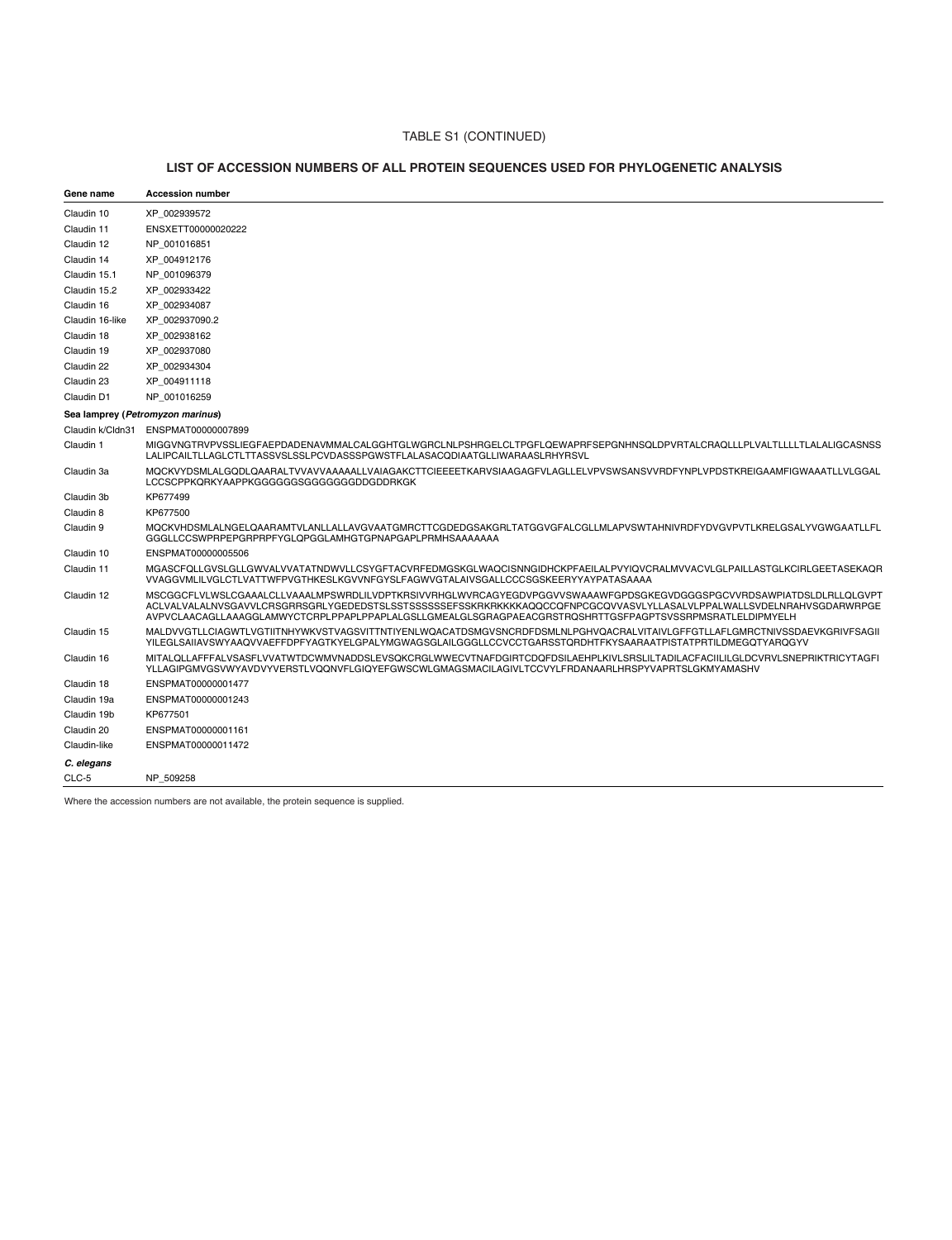TABLE S1 (CONTINUED)

## LIST OF ACCESSION NUMBERS OF ALL PROTEIN SEQUENCES USED FOR PHYLOGENETIC ANALYSIS

| Gene name | Accession number |
|---|---|
| Claudin 10 | XP_002939572 |
| Claudin 11 | ENSXETT00000020222 |
| Claudin 12 | NP_001016851 |
| Claudin 14 | XP_004912176 |
| Claudin 15.1 | NP_001096379 |
| Claudin 15.2 | XP_002933422 |
| Claudin 16 | XP_002934087 |
| Claudin 16-like | XP_002937090.2 |
| Claudin 18 | XP_002938162 |
| Claudin 19 | XP_002937080 |
| Claudin 22 | XP_002934304 |
| Claudin 23 | XP_004911118 |
| Claudin D1 | NP_001016259 |
| **Sea lamprey (*Petromyzon marinus*)** | |
| Claudin k/Cldn31 | ENSPMAT00000007899 |
| Claudin 1 | MIGGVNGTRVPVSSLIEGFAEPDADENAVMMALCALGGHTGLWGRCLNLPSHRGELCLTPGFLQEWAPRFSEPGNHNSQLDPVRTALCRAQLLLPLVALTLLLLTLALALIGCASNSSLALIPCAILTLLAGLCTLTTASSVSLSSLPCVDASSSPGWSTFLALASACQDIAATGLLIWARAASLRHYRSVL |
| Claudin 3a | MQCKVYDSMLALGQDLQAARALTVVAVVAAAAALLVAIAGAKCTTCIEEEETKARVSIAAGAGFVLAGLLELVPVSWSANSVVRDFYNPLVPDSTKREIGAAMFIGWAAATLLVLGGALLCCSCPPKQRKYAAPPKGGGGGGSGGGGGGGDDGDDRKGK |
| Claudin 3b | KP677499 |
| Claudin 8 | KP677500 |
| Claudin 9 | MQCKVHDSMLALNGELQAARAMTVLANLLALLAVGVAATGMRCTTCGDEDGSAKGRLTATGGVGFALCGLLMLAPVSWTAHNIVRDFYDVGVPVTLKRELGSALYVGWGAATLLFLGGGLLCCSWPRPEPGRPRPFYGLQPGGLAMHGTGPNAPGAPLPRMHSAAAAAAA |
| Claudin 10 | ENSPMAT00000005506 |
| Claudin 11 | MGASCFQLLGVSLGLLGWVALVVATATNDWVLLCSYGFTACVRFEDMGSKGLWAQCISNNGIDHCKPFAEILALPVYIQVCRALMVVACVLGLPAILLASTGLKCIRLGEETASEKAQRVVAGGVMLILVGLCTLVATTWFPVGTHKESLKGVVNFGYSLFAGWVGTALAIVSGALLCCCSGSKEERYYAYPATASAAAA |
| Claudin 12 | MSCGGCFLVLWSLCGAAALCLLVAAALMPSWRDLILVDPTKRSIVVRHGLWVRCAGYEGDVPGGVVSWAAAWFGPDSGKEGVDGGGSPGCVVRDSAWPIATDSLDLRLLQLGVPTACLVALVALALNVSGAVVLCRSGRRSGRLYGEDEDSTSLSSTSSSSSSEFSSKRKRKKKKAQQCCQFNPCGCQVVASVLYLLASALVLPPALWALLSVDELNRAHVSGDARWRPGEAVPVCLAACAGLLAAAGGLAMWYCTCRPLPPAPLPPAPLALGSLLGMEALGLSGRAGPAEACGRSTRQSHRTTGSFPAGPTSVSSRPMSRATLELDIPMYELH |
| Claudin 15 | MALDVVGTLLCIAGWTLVGTIITNHYWKVSTVAGSVITTNTIYENLWQACATDSMGVSNCRDFDSMLNLPGHVQACRALVITAIVLGFFGTLLAFLGMRCTNIVSSDAEVKGRIVFSAGIIYILEGLSAIIAVSWYAAQVVAEFFDPFYAGTKYELGPALYMGWAGSGLAILGGGLLCCVCCTGARSSTQRDHTFKYSAARAATPISTATPRTILDMEGQTYARQGYV |
| Claudin 16 | MITALQLLAFFFALVSASFLVVATWTDCWMVNADDSLEVSQKCRGLWWECVTNAFDGIRTCDQFDSILAEHPLKIVLSRSLILTADILACFACIILILGLDCVRVLSNEPRIKTRICYTAGFIYLLAGIPGMVGSVWYAVDVYVERSTLVQQNVFLGIQYEFGWSCWLGMAGSMACILAGIVLTCCVYLFRDANAARLHRSPYVAPRTSLGKMYAMASHV |
| Claudin 18 | ENSPMAT00000001477 |
| Claudin 19a | ENSPMAT00000001243 |
| Claudin 19b | KP677501 |
| Claudin 20 | ENSPMAT00000001161 |
| Claudin-like | ENSPMAT00000011472 |
| ***C. elegans*** | |
| CLC-5 | NP_509258 |

Where the accession numbers are not available, the protein sequence is supplied.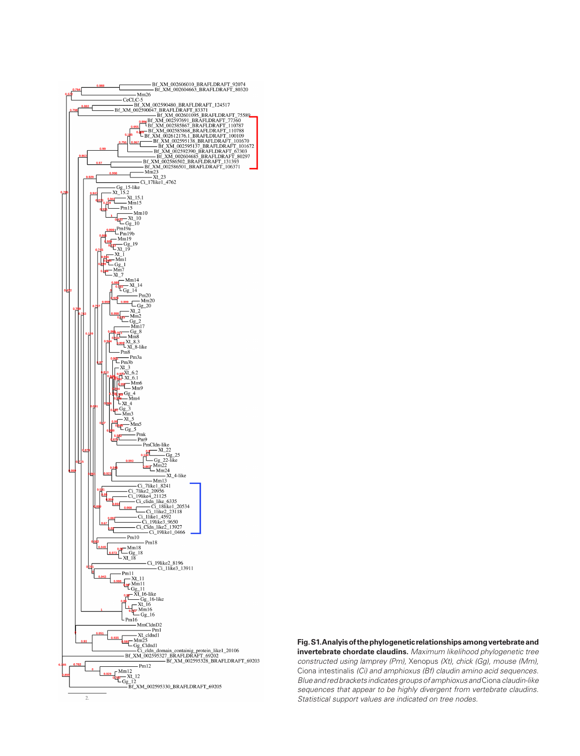Bf_XM_002606010_BRAFLDRAFT_92074
Bf_XM_002604663_BRAFLDRAFT_80320
Mm26
CeCLC-5
Bf_XM_002590480_BRAFLDRAFT_124517
Bf_XM_002590047_BRAFLDRAFT_83371
Bf_XM_002601095_BRAFLDRAFT_75589
Bf_XM_002597691_BRAFLDRAFT_77360
Bf_XM_002585867_BRAFLDRAFT_110787
Bf_XM_002585868_BRAFLDRAFT_110788
Bf_XM_002612176.1_BRAFLDRAFT_100109
Bf_XM_002595138_BRAFLDRAFT_101670
Bf_XM_002595137_BRAFLDRAFT_101672
Bf_XM_002592390_BRAFLDRAFT_67303
Bf_XM_002604685_BRAFLDRAFT_80297
Bf_XM_002586502_BRAFLDRAFT_131393
Bf_XM_002586501_BRAFLDRAFT_106371
Mm23
Xt_23
Ci_17like1_4762
Gg_15-like
Xt_15.2
Xt_15.1
Mm15
Pm15
Mm10
Xt_10
Gg_10
Pm19a
Pm19b
Mm19
Gg_19
Xt_19
Xt_1
Mm1
Gg_1
Mm7
Xt_7
Mm14
Xt_14
Gg_14
Pm20
Mm20
Gg_20
Xt_2
Mm2
Gg_2
Mm17
Gg_8
Mm8
Xt_8.3
Xt_8-like
Pm8
Pm3a
Pm3b
Xt_3
Xt_6.2
Xt_6.1
Mm6
Mm9
Gg_4
Mm4
Xt_4
Gg_3
Mm3
Xt_5
Mm5
Gg_5
Pmk
Pm9
PmCldn-like
Xt_22
Gg_25
Gg_22-like
Mm22
Mm24
Xt_4-like
Mm13
Ci_7like1_8241
Ci_7like2_20956
Ci_19like4_21125
Ci_cldn_like_6335
Ci_18like1_20534
Ci_1like2_23118
Ci_1like1_4592
Ci_19like3_9650
Ci_Cldn_like2_13927
Ci_19like1_0466
Pm10
Pm18
Mm18
Gg_18
Xt_18
Ci_19like2_8196
Ci_1like3_13911
Pm11
Xt_11
Mm11
Gg_11
Xt_16-like
Gg_16-like
Xt_16
Mm16
Gg_16
Pm16
MmCldnD2
Pm1
Xt_cldnd1
Mm25
Gg_Cldnd1
Ci_cldn_domain_containig_protein_like1_20106
Bf_XM_002595327_BRAFLDRAFT_69202
Bf_XM_002595328_BRAFLDRAFT_69203
Pm12
Mm12
Xt_12
Gg_12
Bf_XM_002595330_BRAFLDRAFT_69205
2.

**Fig. S1. Analyis of the phylogenetic relationships among vertebrate and invertebrate chordate claudins.** *Maximum likelihood phylogenetic tree constructed using lamprey (Pm), Xenopus (Xt), chick (Gg), mouse (Mm),* Ciona intestinalis *(Ci) and amphioxus (Bf) claudin amino acid sequences. Blue and red brackets indicates groups of amphioxus and* Ciona *claudin-like sequences that appear to be highly divergent from vertebrate claudins. Statistical support values are indicated on tree nodes.*